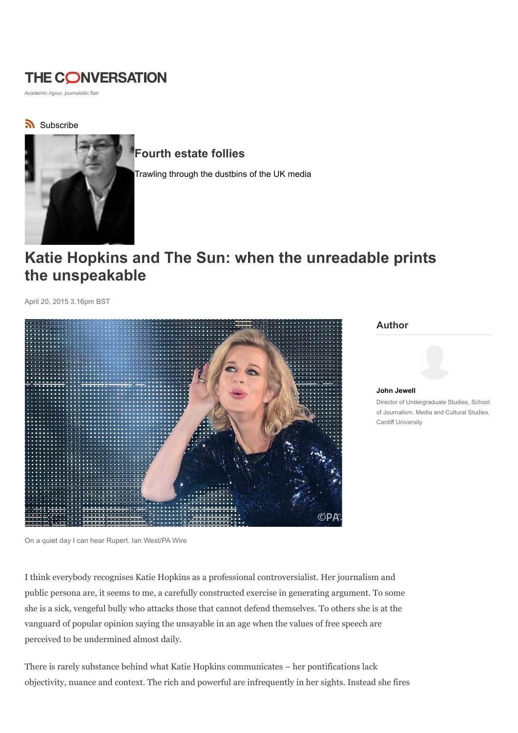THE CONVERSATION

Academic rigour, journalistic flair

Subscribe

## Fourth estate follies

Trawling through the dustbins of the UK media

# Katie Hopkins and The Sun: when the unreadable prints the unspeakable

April 20, 2015 3.16pm BST

On a quiet day I can hear Rupert. Ian West/PA Wire

**Author**

**John Jewell**

Director of Undergraduate Studies, School of Journalism, Media and Cultural Studies, Cardiff University

I think everybody recognises Katie Hopkins as a professional controversialist. Her journalism and public persona are, it seems to me, a carefully constructed exercise in generating argument. To some she is a sick, vengeful bully who attacks those that cannot defend themselves. To others she is at the vanguard of popular opinion saying the unsayable in an age when the values of free speech are perceived to be undermined almost daily.

There is rarely substance behind what Katie Hopkins communicates – her pontifications lack objectivity, nuance and context. The rich and powerful are infrequently in her sights. Instead she fires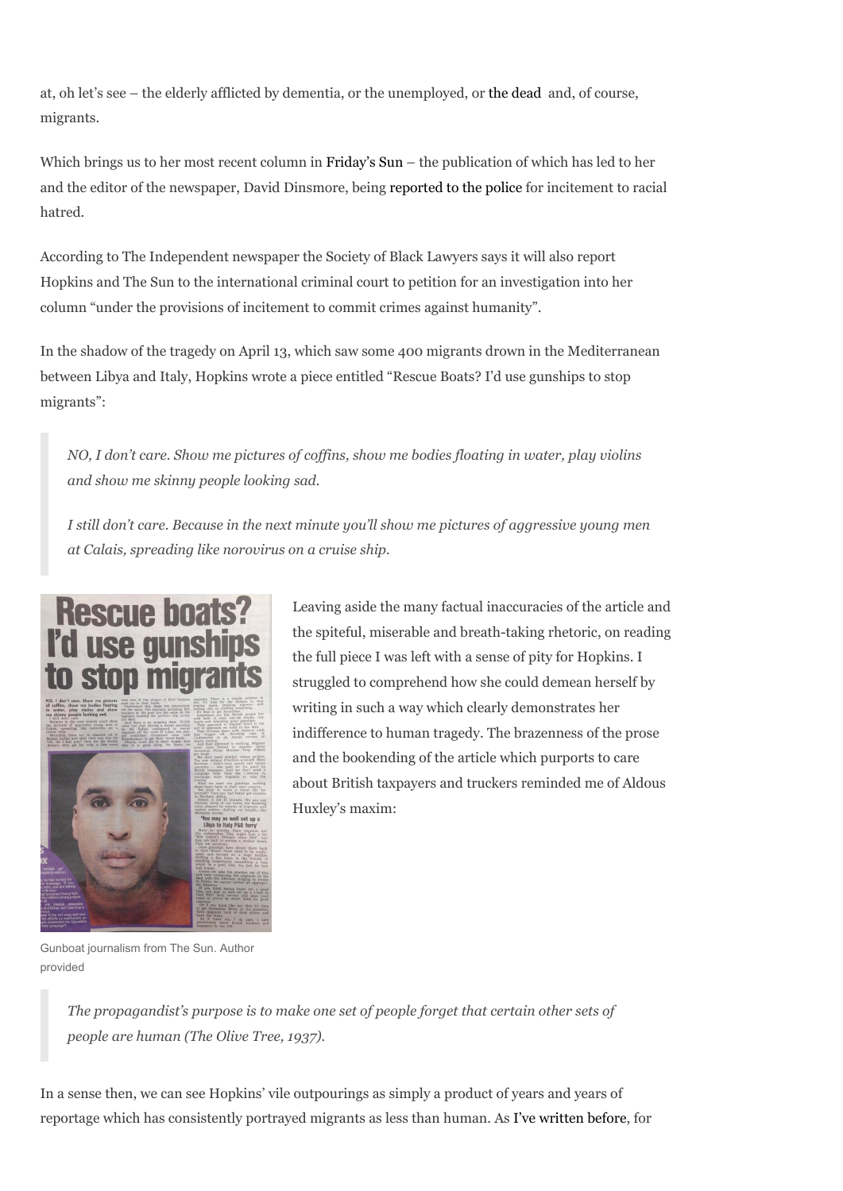at, oh let's see – the elderly afflicted by dementia, or the unemployed, or the dead and, of course, migrants.

Which brings us to her most recent column in Friday's Sun – the publication of which has led to her and the editor of the newspaper, David Dinsmore, being reported to the police for incitement to racial hatred.

According to The Independent newspaper the Society of Black Lawyers says it will also report Hopkins and The Sun to the international criminal court to petition for an investigation into her column "under the provisions of incitement to commit crimes against humanity".

In the shadow of the tragedy on April 13, which saw some 400 migrants drown in the Mediterranean between Libya and Italy, Hopkins wrote a piece entitled "Rescue Boats? I'd use gunships to stop migrants":

> *NO, I don't care. Show me pictures of coffins, show me bodies floating in water, play violins and show me skinny people looking sad.*
>
> *I still don't care. Because in the next minute you'll show me pictures of aggressive young men at Calais, spreading like norovirus on a cruise ship.*

Gunboat journalism from The Sun. Author provided

Leaving aside the many factual inaccuracies of the article and the spiteful, miserable and breath-taking rhetoric, on reading the full piece I was left with a sense of pity for Hopkins. I struggled to comprehend how she could demean herself by writing in such a way which clearly demonstrates her indifference to human tragedy. The brazenness of the prose and the bookending of the article which purports to care about British taxpayers and truckers reminded me of Aldous Huxley's maxim:

> *The propagandist's purpose is to make one set of people forget that certain other sets of people are human (The Olive Tree, 1937).*

In a sense then, we can see Hopkins' vile outpourings as simply a product of years and years of reportage which has consistently portrayed migrants as less than human. As I've written before, for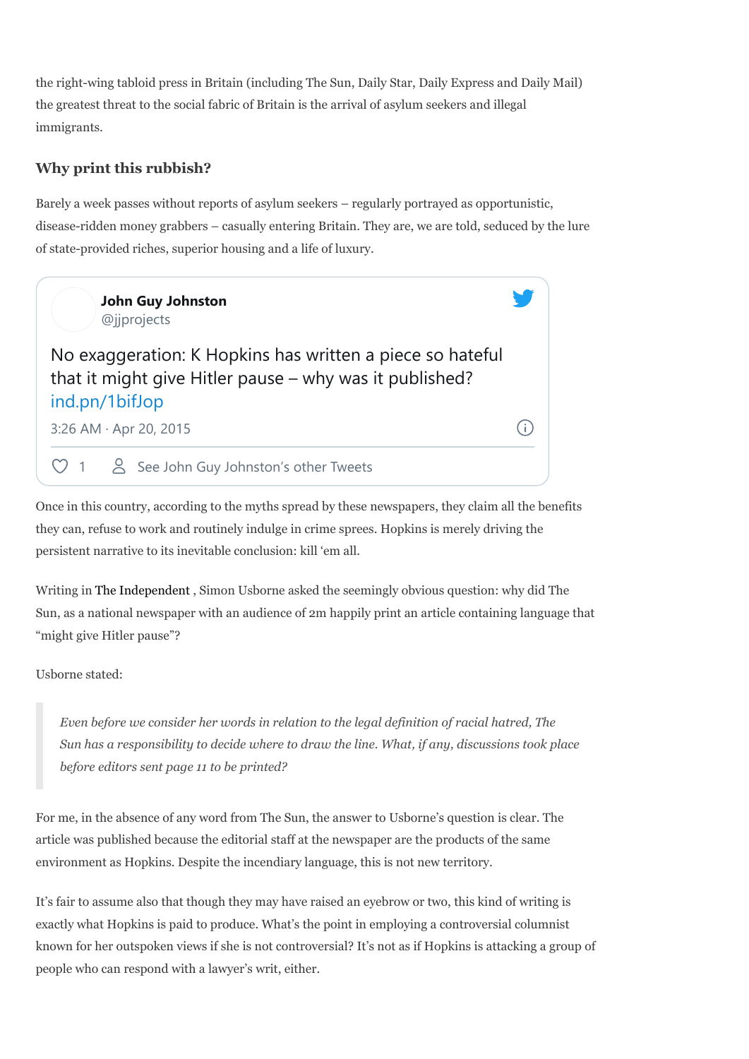the right-wing tabloid press in Britain (including The Sun, Daily Star, Daily Express and Daily Mail) the greatest threat to the social fabric of Britain is the arrival of asylum seekers and illegal immigrants.

### Why print this rubbish?

Barely a week passes without reports of asylum seekers – regularly portrayed as opportunistic, disease-ridden money grabbers – casually entering Britain. They are, we are told, seduced by the lure of state-provided riches, superior housing and a life of luxury.

> **John Guy Johnston**
> @jjprojects
>
> No exaggeration: K Hopkins has written a piece so hateful that it might give Hitler pause – why was it published? ind.pn/1bifJop
>
> 3:26 AM · Apr 20, 2015
>
> 1 · See John Guy Johnston's other Tweets

Once in this country, according to the myths spread by these newspapers, they claim all the benefits they can, refuse to work and routinely indulge in crime sprees. Hopkins is merely driving the persistent narrative to its inevitable conclusion: kill 'em all.

Writing in The Independent , Simon Usborne asked the seemingly obvious question: why did The Sun, as a national newspaper with an audience of 2m happily print an article containing language that "might give Hitler pause"?

Usborne stated:

> *Even before we consider her words in relation to the legal definition of racial hatred, The Sun has a responsibility to decide where to draw the line. What, if any, discussions took place before editors sent page 11 to be printed?*

For me, in the absence of any word from The Sun, the answer to Usborne's question is clear. The article was published because the editorial staff at the newspaper are the products of the same environment as Hopkins. Despite the incendiary language, this is not new territory.

It's fair to assume also that though they may have raised an eyebrow or two, this kind of writing is exactly what Hopkins is paid to produce. What's the point in employing a controversial columnist known for her outspoken views if she is not controversial? It's not as if Hopkins is attacking a group of people who can respond with a lawyer's writ, either.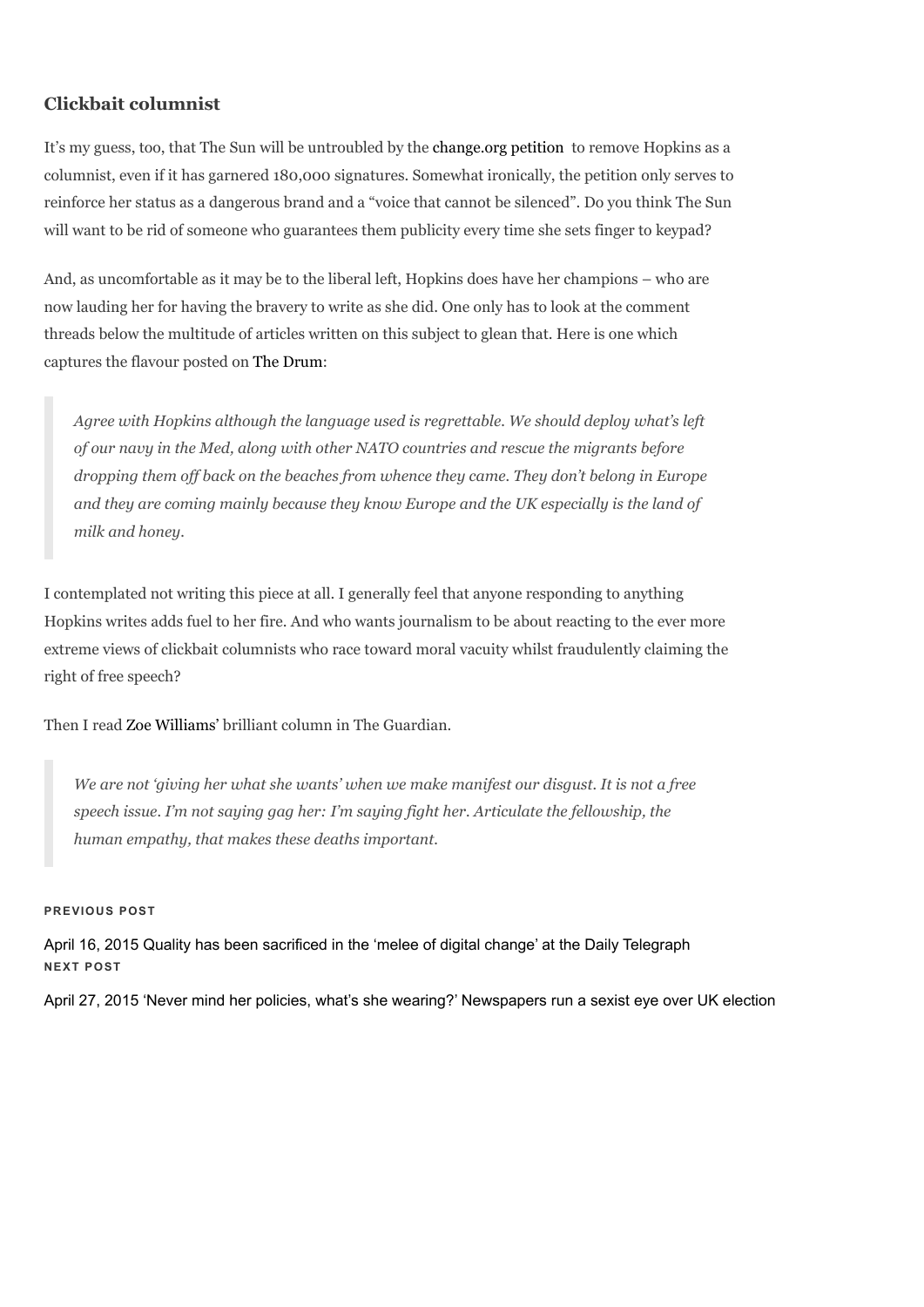### Clickbait columnist

It's my guess, too, that The Sun will be untroubled by the change.org petition to remove Hopkins as a columnist, even if it has garnered 180,000 signatures. Somewhat ironically, the petition only serves to reinforce her status as a dangerous brand and a "voice that cannot be silenced". Do you think The Sun will want to be rid of someone who guarantees them publicity every time she sets finger to keypad?

And, as uncomfortable as it may be to the liberal left, Hopkins does have her champions – who are now lauding her for having the bravery to write as she did. One only has to look at the comment threads below the multitude of articles written on this subject to glean that. Here is one which captures the flavour posted on The Drum:

> *Agree with Hopkins although the language used is regrettable. We should deploy what's left of our navy in the Med, along with other NATO countries and rescue the migrants before dropping them off back on the beaches from whence they came. They don't belong in Europe and they are coming mainly because they know Europe and the UK especially is the land of milk and honey.*

I contemplated not writing this piece at all. I generally feel that anyone responding to anything Hopkins writes adds fuel to her fire. And who wants journalism to be about reacting to the ever more extreme views of clickbait columnists who race toward moral vacuity whilst fraudulently claiming the right of free speech?

Then I read Zoe Williams' brilliant column in The Guardian.

> *We are not 'giving her what she wants' when we make manifest our disgust. It is not a free speech issue. I'm not saying gag her: I'm saying fight her. Articulate the fellowship, the human empathy, that makes these deaths important.*

**PREVIOUS POST**

April 16, 2015 Quality has been sacrificed in the 'melee of digital change' at the Daily Telegraph

**NEXT POST**

April 27, 2015 'Never mind her policies, what's she wearing?' Newspapers run a sexist eye over UK election